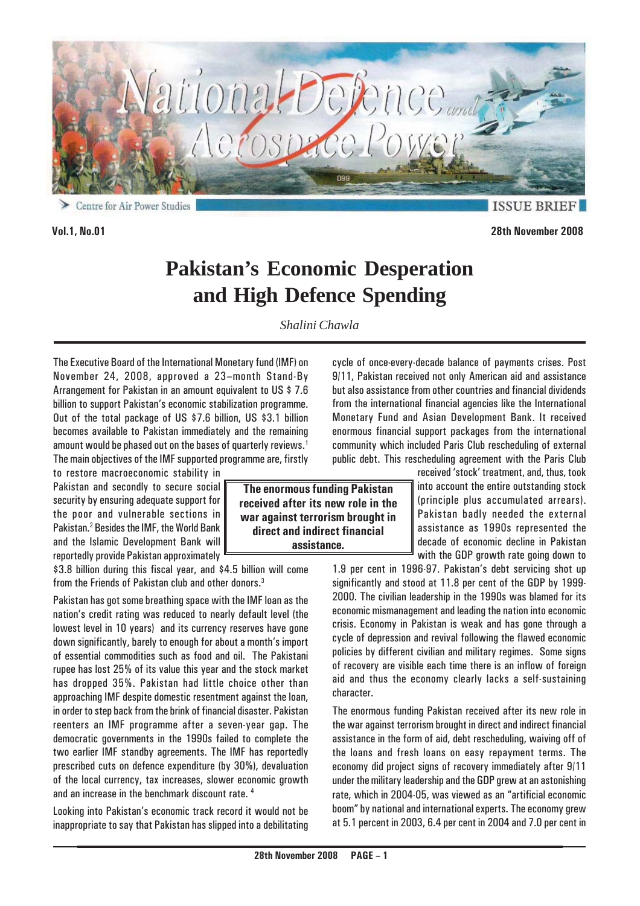Vol.1, No.01 | 28th November 2008

ISSUE BRIEF

# Pakistan's Economic Desperation and High Defence Spending

*Shalini Chawla*

The Executive Board of the International Monetary fund (IMF) on November 24, 2008, approved a 23–month Stand-By Arrangement for Pakistan in an amount equivalent to US $ 7.6 billion to support Pakistan's economic stabilization programme. Out of the total package of US $7.6 billion, US $3.1 billion becomes available to Pakistan immediately and the remaining amount would be phased out on the bases of quarterly reviews.[1] The main objectives of the IMF supported programme are, firstly to restore macroeconomic stability in Pakistan and secondly to secure social security by ensuring adequate support for the poor and vulnerable sections in Pakistan.[2] Besides the IMF, the World Bank and the Islamic Development Bank will reportedly provide Pakistan approximately $3.8 billion during this fiscal year, and $4.5 billion will come from the Friends of Pakistan club and other donors.[3]

Pakistan has got some breathing space with the IMF loan as the nation's credit rating was reduced to nearly default level (the lowest level in 10 years) and its currency reserves have gone down significantly, barely to enough for about a month's import of essential commodities such as food and oil. The Pakistani rupee has lost 25% of its value this year and the stock market has dropped 35%. Pakistan had little choice other than approaching IMF despite domestic resentment against the loan, in order to step back from the brink of financial disaster. Pakistan reenters an IMF programme after a seven-year gap. The democratic governments in the 1990s failed to complete the two earlier IMF standby agreements. The IMF has reportedly prescribed cuts on defence expenditure (by 30%), devaluation of the local currency, tax increases, slower economic growth and an increase in the benchmark discount rate. [4]

Looking into Pakistan's economic track record it would not be inappropriate to say that Pakistan has slipped into a debilitating cycle of once-every-decade balance of payments crises. Post 9/11, Pakistan received not only American aid and assistance but also assistance from other countries and financial dividends from the international financial agencies like the International Monetary Fund and Asian Development Bank. It received enormous financial support packages from the international community which included Paris Club rescheduling of external public debt. This rescheduling agreement with the Paris Club received 'stock' treatment, and, thus, took into account the entire outstanding stock (principle plus accumulated arrears). Pakistan badly needed the external assistance as 1990s represented the decade of economic decline in Pakistan with the GDP growth rate going down to 1.9 per cent in 1996-97. Pakistan's debt servicing shot up significantly and stood at 11.8 per cent of the GDP by 1999-2000. The civilian leadership in the 1990s was blamed for its economic mismanagement and leading the nation into economic crisis. Economy in Pakistan is weak and has gone through a cycle of depression and revival following the flawed economic policies by different civilian and military regimes. Some signs of recovery are visible each time there is an inflow of foreign aid and thus the economy clearly lacks a self-sustaining character.

> **The enormous funding Pakistan received after its new role in the war against terrorism brought in direct and indirect financial assistance.**

The enormous funding Pakistan received after its new role in the war against terrorism brought in direct and indirect financial assistance in the form of aid, debt rescheduling, waiving off of the loans and fresh loans on easy repayment terms. The economy did project signs of recovery immediately after 9/11 under the military leadership and the GDP grew at an astonishing rate, which in 2004-05, was viewed as an "artificial economic boom" by national and international experts. The economy grew at 5.1 percent in 2003, 6.4 per cent in 2004 and 7.0 per cent in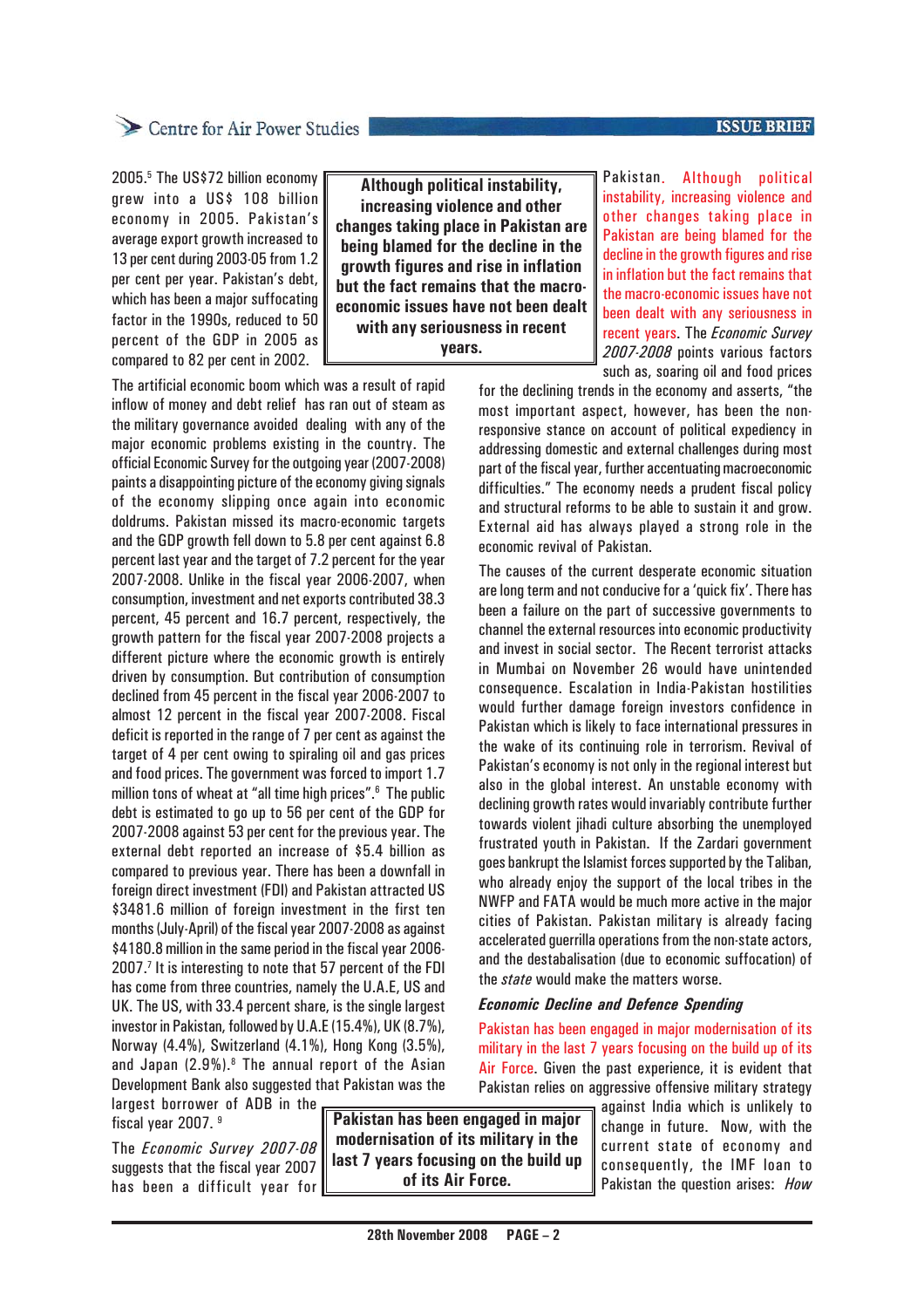2005.[5] The US$72 billion economy grew into a US$ 108 billion economy in 2005. Pakistan's average export growth increased to 13 per cent during 2003-05 from 1.2 per cent per year. Pakistan's debt, which has been a major suffocating factor in the 1990s, reduced to 50 percent of the GDP in 2005 as compared to 82 per cent in 2002.

> **Although political instability, increasing violence and other changes taking place in Pakistan are being blamed for the decline in the growth figures and rise in inflation but the fact remains that the macro-economic issues have not been dealt with any seriousness in recent years.**

The artificial economic boom which was a result of rapid inflow of money and debt relief has ran out of steam as the military governance avoided dealing with any of the major economic problems existing in the country. The official Economic Survey for the outgoing year (2007-2008) paints a disappointing picture of the economy giving signals of the economy slipping once again into economic doldrums. Pakistan missed its macro-economic targets and the GDP growth fell down to 5.8 per cent against 6.8 percent last year and the target of 7.2 percent for the year 2007-2008. Unlike in the fiscal year 2006-2007, when consumption, investment and net exports contributed 38.3 percent, 45 percent and 16.7 percent, respectively, the growth pattern for the fiscal year 2007-2008 projects a different picture where the economic growth is entirely driven by consumption. But contribution of consumption declined from 45 percent in the fiscal year 2006-2007 to almost 12 percent in the fiscal year 2007-2008. Fiscal deficit is reported in the range of 7 per cent as against the target of 4 per cent owing to spiraling oil and gas prices and food prices. The government was forced to import 1.7 million tons of wheat at "all time high prices".[6] The public debt is estimated to go up to 56 per cent of the GDP for 2007-2008 against 53 per cent for the previous year. The external debt reported an increase of $5.4 billion as compared to previous year. There has been a downfall in foreign direct investment (FDI) and Pakistan attracted US $3481.6 million of foreign investment in the first ten months (July-April) of the fiscal year 2007-2008 as against $4180.8 million in the same period in the fiscal year 2006-2007.[7] It is interesting to note that 57 percent of the FDI has come from three countries, namely the U.A.E, US and UK. The US, with 33.4 percent share, is the single largest investor in Pakistan, followed by U.A.E (15.4%), UK (8.7%), Norway (4.4%), Switzerland (4.1%), Hong Kong (3.5%), and Japan (2.9%).[8] The annual report of the Asian Development Bank also suggested that Pakistan was the largest borrower of ADB in the fiscal year 2007.[9]

The *Economic Survey 2007-08* suggests that the fiscal year 2007 has been a difficult year for Pakistan. Although political instability, increasing violence and other changes taking place in Pakistan are being blamed for the decline in the growth figures and rise in inflation but the fact remains that the macro-economic issues have not been dealt with any seriousness in recent years. The *Economic Survey 2007-2008* points various factors such as, soaring oil and food prices for the declining trends in the economy and asserts, "the most important aspect, however, has been the non-responsive stance on account of political expediency in addressing domestic and external challenges during most part of the fiscal year, further accentuating macroeconomic difficulties." The economy needs a prudent fiscal policy and structural reforms to be able to sustain it and grow. External aid has always played a strong role in the economic revival of Pakistan.

The causes of the current desperate economic situation are long term and not conducive for a 'quick fix'. There has been a failure on the part of successive governments to channel the external resources into economic productivity and invest in social sector. The Recent terrorist attacks in Mumbai on November 26 would have unintended consequence. Escalation in India-Pakistan hostilities would further damage foreign investors confidence in Pakistan which is likely to face international pressures in the wake of its continuing role in terrorism. Revival of Pakistan's economy is not only in the regional interest but also in the global interest. An unstable economy with declining growth rates would invariably contribute further towards violent jihadi culture absorbing the unemployed frustrated youth in Pakistan. If the Zardari government goes bankrupt the Islamist forces supported by the Taliban, who already enjoy the support of the local tribes in the NWFP and FATA would be much more active in the major cities of Pakistan. Pakistan military is already facing accelerated guerrilla operations from the non-state actors, and the destabilisation (due to economic suffocation) of the *state* would make the matters worse.

### *Economic Decline and Defence Spending*

Pakistan has been engaged in major modernisation of its military in the last 7 years focusing on the build up of its Air Force. Given the past experience, it is evident that Pakistan relies on aggressive offensive military strategy against India which is unlikely to change in future. Now, with the current state of economy and consequently, the IMF loan to Pakistan the question arises: *How*

> **Pakistan has been engaged in major modernisation of its military in the last 7 years focusing on the build up of its Air Force.**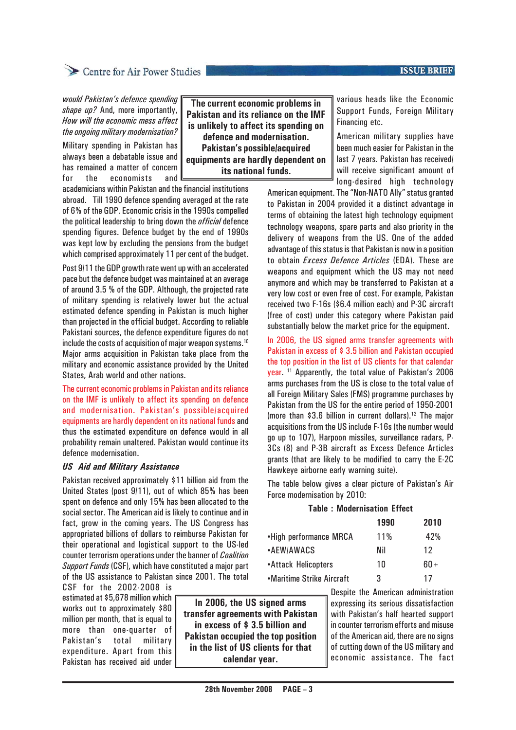*would Pakistan's defence spending shape up?* And, more importantly, *How will the economic mess affect the ongoing military modernisation?*

Military spending in Pakistan has always been a debatable issue and has remained a matter of concern for the economists and academicians within Pakistan and the financial institutions abroad. Till 1990 defence spending averaged at the rate of 6% of the GDP. Economic crisis in the 1990s compelled the political leadership to bring down the *official* defence spending figures. Defence budget by the end of 1990s was kept low by excluding the pensions from the budget which comprised approximately 11 per cent of the budget.

Post 9/11 the GDP growth rate went up with an accelerated pace but the defence budget was maintained at an average of around 3.5 % of the GDP. Although, the projected rate of military spending is relatively lower but the actual estimated defence spending in Pakistan is much higher than projected in the official budget. According to reliable Pakistani sources, the defence expenditure figures do not include the costs of acquisition of major weapon systems.[10] Major arms acquisition in Pakistan take place from the military and economic assistance provided by the United States, Arab world and other nations.

The current economic problems in Pakistan and its reliance on the IMF is unlikely to affect its spending on defence and modernisation. Pakistan's possible/acquired equipments are hardly dependent on its national funds and thus the estimated expenditure on defence would in all probability remain unaltered. Pakistan would continue its defence modernisation.

> **The current economic problems in Pakistan and its reliance on the IMF is unlikely to affect its spending on defence and modernisation. Pakistan's possible/acquired equipments are hardly dependent on its national funds.**

### *US Aid and Military Assistance*

Pakistan received approximately $11 billion aid from the United States (post 9/11), out of which 85% has been spent on defence and only 15% has been allocated to the social sector. The American aid is likely to continue and in fact, grow in the coming years. The US Congress has appropriated billions of dollars to reimburse Pakistan for their operational and logistical support to the US-led counter terrorism operations under the banner of *Coalition Support Funds* (CSF), which have constituted a major part of the US assistance to Pakistan since 2001. The total CSF for the 2002-2008 is estimated at $5,678 million which works out to approximately $80 million per month, that is equal to more than one-quarter of Pakistan's total military expenditure. Apart from this Pakistan has received aid under various heads like the Economic Support Funds, Foreign Military Financing etc.

American military supplies have been much easier for Pakistan in the last 7 years. Pakistan has received/will receive significant amount of long-desired high technology American equipment. The "Non-NATO Ally" status granted to Pakistan in 2004 provided it a distinct advantage in terms of obtaining the latest high technology equipment technology weapons, spare parts and also priority in the delivery of weapons from the US. One of the added advantage of this status is that Pakistan is now in a position to obtain *Excess Defence Articles* (EDA). These are weapons and equipment which the US may not need anymore and which may be transferred to Pakistan at a very low cost or even free of cost. For example, Pakistan received two F-16s ($6.4 million each) and P-3C aircraft (free of cost) under this category where Pakistan paid substantially below the market price for the equipment.

In 2006, the US signed arms transfer agreements with Pakistan in excess of $ 3.5 billion and Pakistan occupied the top position in the list of US clients for that calendar year. [11] Apparently, the total value of Pakistan's 2006 arms purchases from the US is close to the total value of all Foreign Military Sales (FMS) programme purchases by Pakistan from the US for the entire period of 1950-2001 (more than $3.6 billion in current dollars).[12] The major acquisitions from the US include F-16s (the number would go up to 107), Harpoon missiles, surveillance radars, P-3Cs (8) and P-3B aircraft as Excess Defence Articles grants (that are likely to be modified to carry the E-2C Hawkeye airborne early warning suite).

> **In 2006, the US signed arms transfer agreements with Pakistan in excess of $ 3.5 billion and Pakistan occupied the top position in the list of US clients for that calendar year.**

The table below gives a clear picture of Pakistan's Air Force modernisation by 2010:

**Table : Modernisation Effect**

| | 1990 | 2010 |
|---|---|---|
| •High performance MRCA | 11% | 42% |
| •AEW/AWACS | Nil | 12 |
| •Attack Helicopters | 10 | 60+ |
| •Maritime Strike Aircraft | 3 | 17 |

Despite the American administration expressing its serious dissatisfaction with Pakistan's half hearted support in counter terrorism efforts and misuse of the American aid, there are no signs of cutting down of the US military and economic assistance. The fact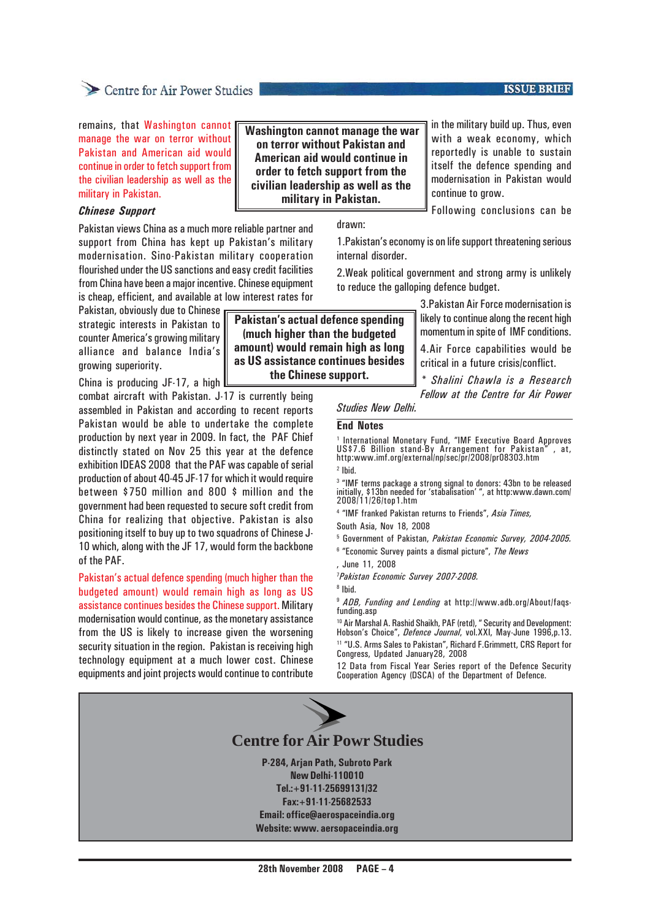remains, that Washington cannot manage the war on terror without Pakistan and American aid would continue in order to fetch support from the civilian leadership as well as the military in Pakistan.

> **Washington cannot manage the war on terror without Pakistan and American aid would continue in order to fetch support from the civilian leadership as well as the military in Pakistan.**

### *Chinese Support*

Pakistan views China as a much more reliable partner and support from China has kept up Pakistan's military modernisation. Sino-Pakistan military cooperation flourished under the US sanctions and easy credit facilities from China have been a major incentive. Chinese equipment is cheap, efficient, and available at low interest rates for Pakistan, obviously due to Chinese strategic interests in Pakistan to counter America's growing military alliance and balance India's growing superiority.

> **Pakistan's actual defence spending (much higher than the budgeted amount) would remain high as long as US assistance continues besides the Chinese support.**

China is producing JF-17, a high combat aircraft with Pakistan. J-17 is currently being assembled in Pakistan and according to recent reports Pakistan would be able to undertake the complete production by next year in 2009. In fact, the PAF Chief distinctly stated on Nov 25 this year at the defence exhibition IDEAS 2008 that the PAF was capable of serial production of about 40-45 JF-17 for which it would require between $750 million and 800 $ million and the government had been requested to secure soft credit from China for realizing that objective. Pakistan is also positioning itself to buy up to two squadrons of Chinese J-10 which, along with the JF 17, would form the backbone of the PAF.

Pakistan's actual defence spending (much higher than the budgeted amount) would remain high as long as US assistance continues besides the Chinese support. Military modernisation would continue, as the monetary assistance from the US is likely to increase given the worsening security situation in the region. Pakistan is receiving high technology equipment at a much lower cost. Chinese equipments and joint projects would continue to contribute in the military build up. Thus, even with a weak economy, which reportedly is unable to sustain itself the defence spending and modernisation in Pakistan would continue to grow.

Following conclusions can be drawn:

1.Pakistan's economy is on life support threatening serious internal disorder.

2.Weak political government and strong army is unlikely to reduce the galloping defence budget.

3.Pakistan Air Force modernisation is likely to continue along the recent high momentum in spite of IMF conditions.

4.Air Force capabilities would be critical in a future crisis/conflict.

*\* Shalini Chawla is a Research Fellow at the Centre for Air Power Studies New Delhi.*

### End Notes

[1] International Monetary Fund, "IMF Executive Board Approves US$7.6 Billion stand-By Arrangement for Pakistan" , at, http:www.imf.org/external/np/sec/pr/2008/pr08303.htm

[2] Ibid.

[3] "IMF terms package a strong signal to donors: 43bn to be released initially, $13bn needed for 'stabalisation' ", at http:www.dawn.com/2008/11/26/top1.htm

[4] "IMF franked Pakistan returns to Friends", *Asia Times,* South Asia, Nov 18, 2008

[5] Government of Pakistan, *Pakistan Economic Survey, 2004-2005.*

[6] "Economic Survey paints a dismal picture", *The News* , June 11, 2008

[7] *Pakistan Economic Survey 2007-2008.*

[8] Ibid.

[9] *ADB, Funding and Lending* at http://www.adb.org/About/faqs-funding.asp

[10] Air Marshal A. Rashid Shaikh, PAF (retd), " Security and Development: Hobson's Choice", *Defence Journal*, vol.XXI, May-June 1996,p.13.

[11] "U.S. Arms Sales to Pakistan", Richard F.Grimmett, CRS Report for Congress, Updated January28, 2008

12 Data from Fiscal Year Series report of the Defence Security Cooperation Agency (DSCA) of the Department of Defence.

---

**Centre for Air Powr Studies**

**P-284, Arjan Path, Subroto Park**
**New Delhi-110010**
**Tel.:+91-11-25699131/32**
**Fax:+91-11-25682533**
**Email: office@aerospaceindia.org**
**Website: www. aersopaceindia.org**

**28th November 2008**